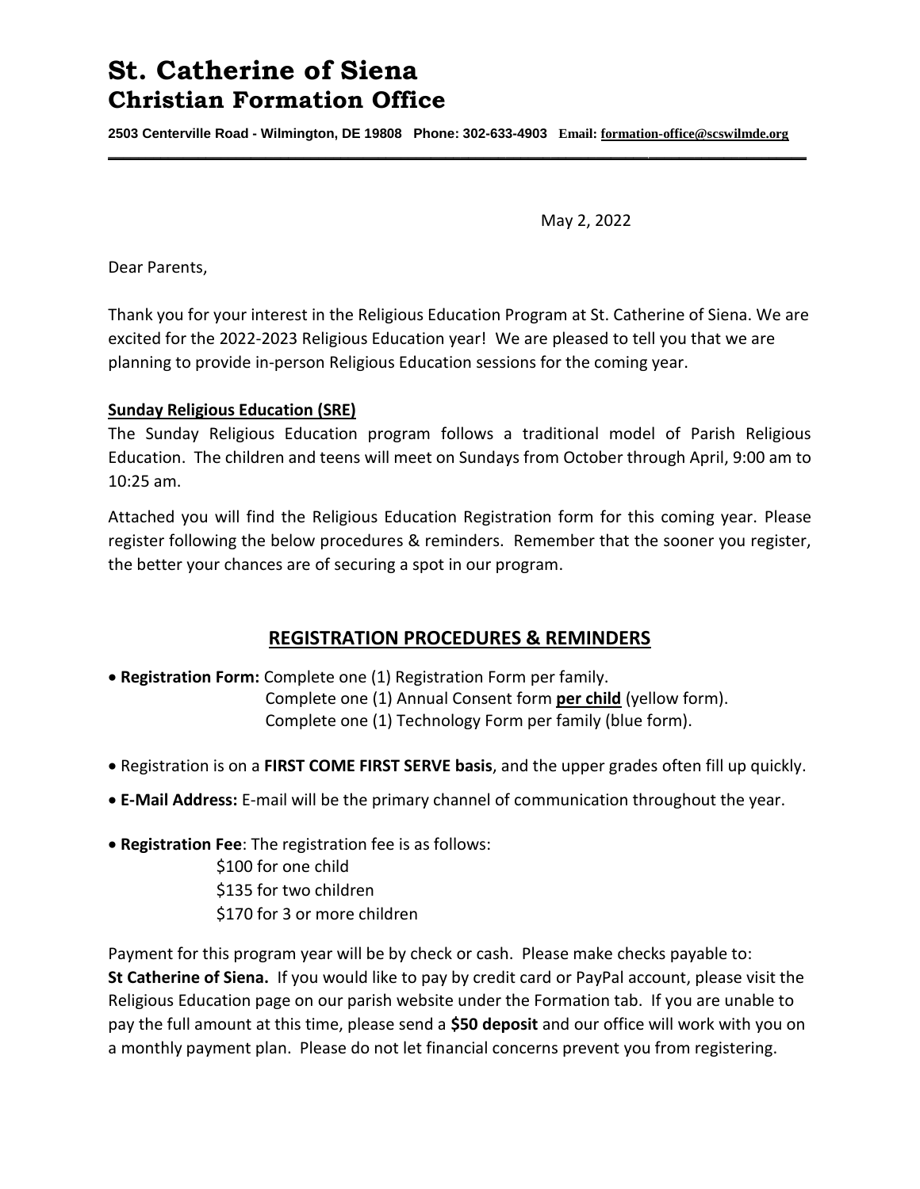# St. Catherine of Siena
## Christian Formation Office

**2503 Centerville Road - Wilmington, DE 19808 Phone: 302-633-4903 Email: formation-office@scswilmde.org**

---

May 2, 2022

Dear Parents,

Thank you for your interest in the Religious Education Program at St. Catherine of Siena. We are excited for the 2022-2023 Religious Education year! We are pleased to tell you that we are planning to provide in-person Religious Education sessions for the coming year.

**Sunday Religious Education (SRE)**

The Sunday Religious Education program follows a traditional model of Parish Religious Education. The children and teens will meet on Sundays from October through April, 9:00 am to 10:25 am.

Attached you will find the Religious Education Registration form for this coming year. Please register following the below procedures & reminders. Remember that the sooner you register, the better your chances are of securing a spot in our program.

## REGISTRATION PROCEDURES & REMINDERS

- **Registration Form:** Complete one (1) Registration Form per family.
  Complete one (1) Annual Consent form **per child** (yellow form).
  Complete one (1) Technology Form per family (blue form).

- Registration is on a **FIRST COME FIRST SERVE basis**, and the upper grades often fill up quickly.

- **E-Mail Address:** E-mail will be the primary channel of communication throughout the year.

- **Registration Fee**: The registration fee is as follows:
  $100 for one child
  $135 for two children
  $170 for 3 or more children

Payment for this program year will be by check or cash. Please make checks payable to: **St Catherine of Siena.** If you would like to pay by credit card or PayPal account, please visit the Religious Education page on our parish website under the Formation tab. If you are unable to pay the full amount at this time, please send a **$50 deposit** and our office will work with you on a monthly payment plan. Please do not let financial concerns prevent you from registering.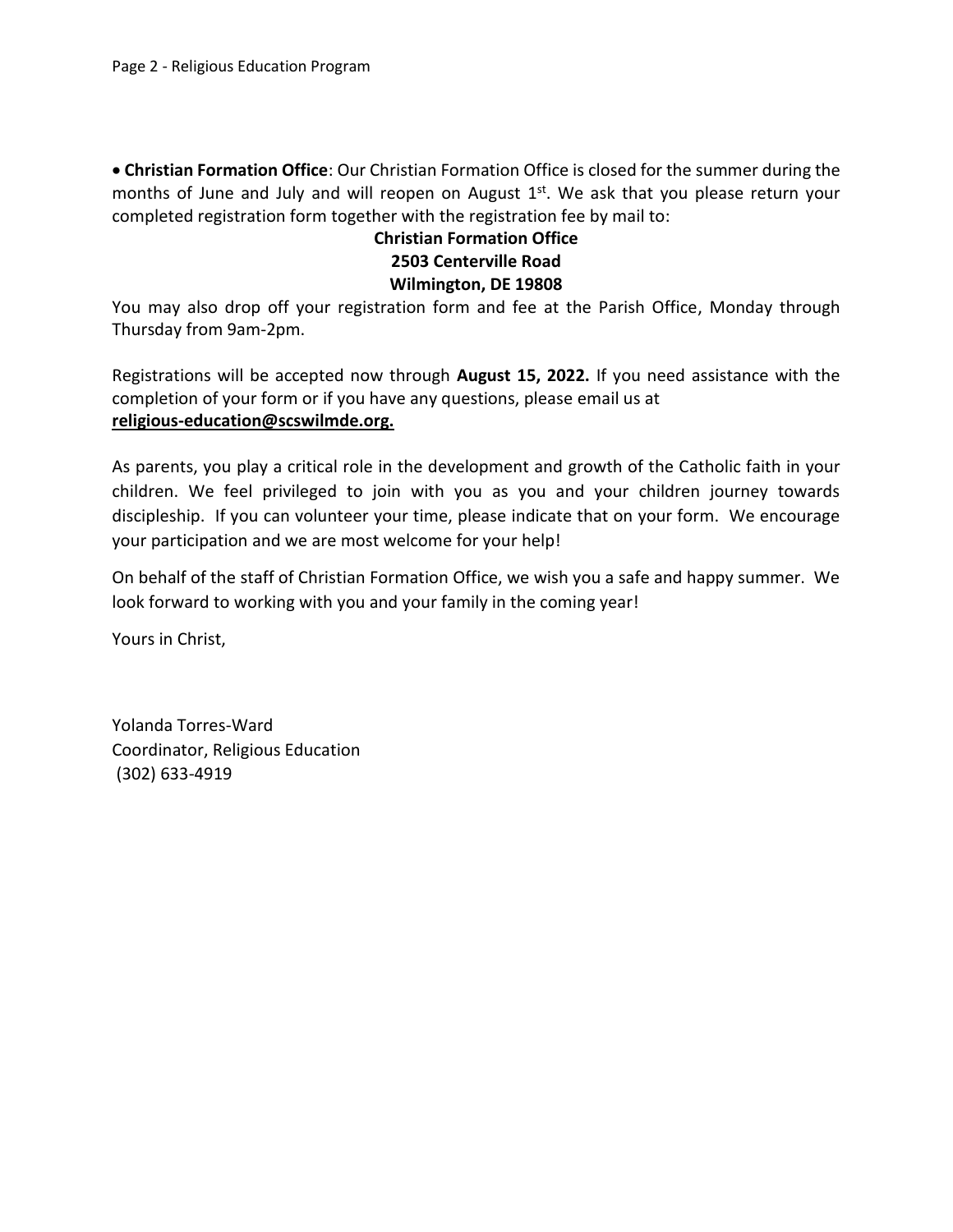- **Christian Formation Office**: Our Christian Formation Office is closed for the summer during the months of June and July and will reopen on August 1st. We ask that you please return your completed registration form together with the registration fee by mail to:

**Christian Formation Office**
**2503 Centerville Road**
**Wilmington, DE 19808**

You may also drop off your registration form and fee at the Parish Office, Monday through Thursday from 9am-2pm.

Registrations will be accepted now through **August 15, 2022.** If you need assistance with the completion of your form or if you have any questions, please email us at **religious-education@scswilmde.org.**

As parents, you play a critical role in the development and growth of the Catholic faith in your children. We feel privileged to join with you as you and your children journey towards discipleship. If you can volunteer your time, please indicate that on your form. We encourage your participation and we are most welcome for your help!

On behalf of the staff of Christian Formation Office, we wish you a safe and happy summer. We look forward to working with you and your family in the coming year!

Yours in Christ,

Yolanda Torres-Ward
Coordinator, Religious Education
(302) 633-4919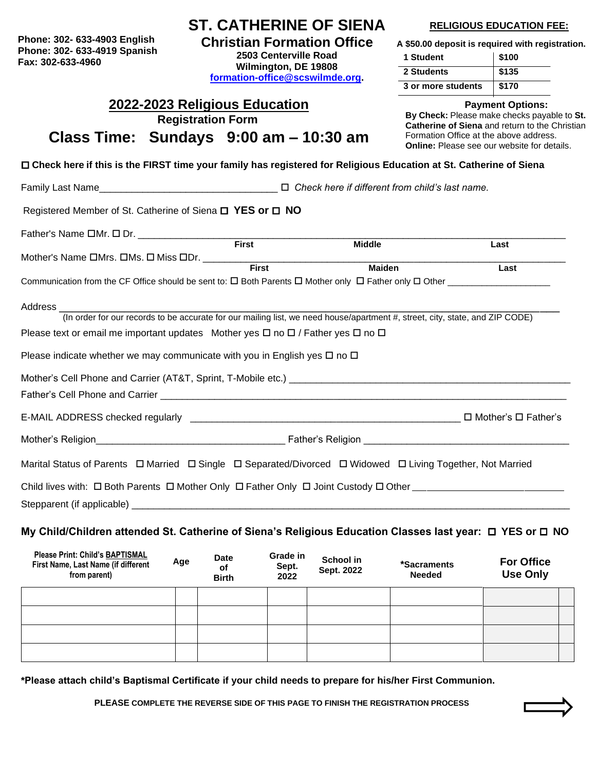Phone: 302- 633-4903 English
Phone: 302- 633-4919 Spanish
Fax: 302-633-4960

# ST. CATHERINE OF SIENA

## Christian Formation Office

**2503 Centerville Road**
**Wilmington, DE 19808**
**formation-office@scswilmde.org.**

**RELIGIOUS EDUCATION FEE:**

**A $50.00 deposit is required with registration.**

| | |
|---|---|
| **1 Student** | **$100** |
| **2 Students** | **$135** |
| **3 or more students** | **$170** |

**Payment Options:**
**By Check:** Please make checks payable to **St. Catherine of Siena** and return to the Christian Formation Office at the above address.
**Online:** Please see our website for details.

## 2022-2023 Religious Education

**Registration Form**

# Class Time: Sundays 9:00 am – 10:30 am

☐ **Check here if this is the FIRST time your family has registered for Religious Education at St. Catherine of Siena**

Family Last Name________________________________ ☐ *Check here if different from child's last name.*

Registered Member of St. Catherine of Siena ☐ **YES or** ☐ **NO**

Father's Name ☐Mr. ☐ Dr. ______________________________________________________________
First Middle Last

Mother's Name ☐Mrs. ☐Ms. ☐ Miss ☐Dr. ___________________________________________________
First Maiden Last

Communication from the CF Office should be sent to: ☐ Both Parents ☐ Mother only ☐ Father only ☐ Other ___________________

Address ________________________________________________________________________________
(In order for our records to be accurate for our mailing list, we need house/apartment #, street, city, state, and ZIP CODE)

Please text or email me important updates Mother yes ☐ no ☐ / Father yes ☐ no ☐

Please indicate whether we may communicate with you in English yes ☐ no ☐

Mother's Cell Phone and Carrier (AT&T, Sprint, T-Mobile etc.) ________________________________________

Father's Cell Phone and Carrier ________________________________________________________________

E-MAIL ADDRESS checked regularly ________________________________________ ☐ Mother's ☐ Father's

Mother's Religion_________________________________ Father's Religion ___________________________________

Marital Status of Parents ☐ Married ☐ Single ☐ Separated/Divorced ☐ Widowed ☐ Living Together, Not Married

Child lives with: ☐ Both Parents ☐ Mother Only ☐ Father Only ☐ Joint Custody ☐ Other ______________________

Stepparent (if applicable) ________________________________________________________________________

**My Child/Children attended St. Catherine of Siena's Religious Education Classes last year: ☐ YES or ☐ NO**

| Please Print: Child's BAPTISMAL First Name, Last Name (if different from parent) | Age | Date of Birth | Grade in Sept. 2022 | School in Sept. 2022 | *Sacraments Needed | For Office Use Only | |
|---|---|---|---|---|---|---|---|
| | | | | | | | |
| | | | | | | | |
| | | | | | | | |
| | | | | | | | |

**\*Please attach child's Baptismal Certificate if your child needs to prepare for his/her First Communion.**

**PLEASE COMPLETE THE REVERSE SIDE OF THIS PAGE TO FINISH THE REGISTRATION PROCESS**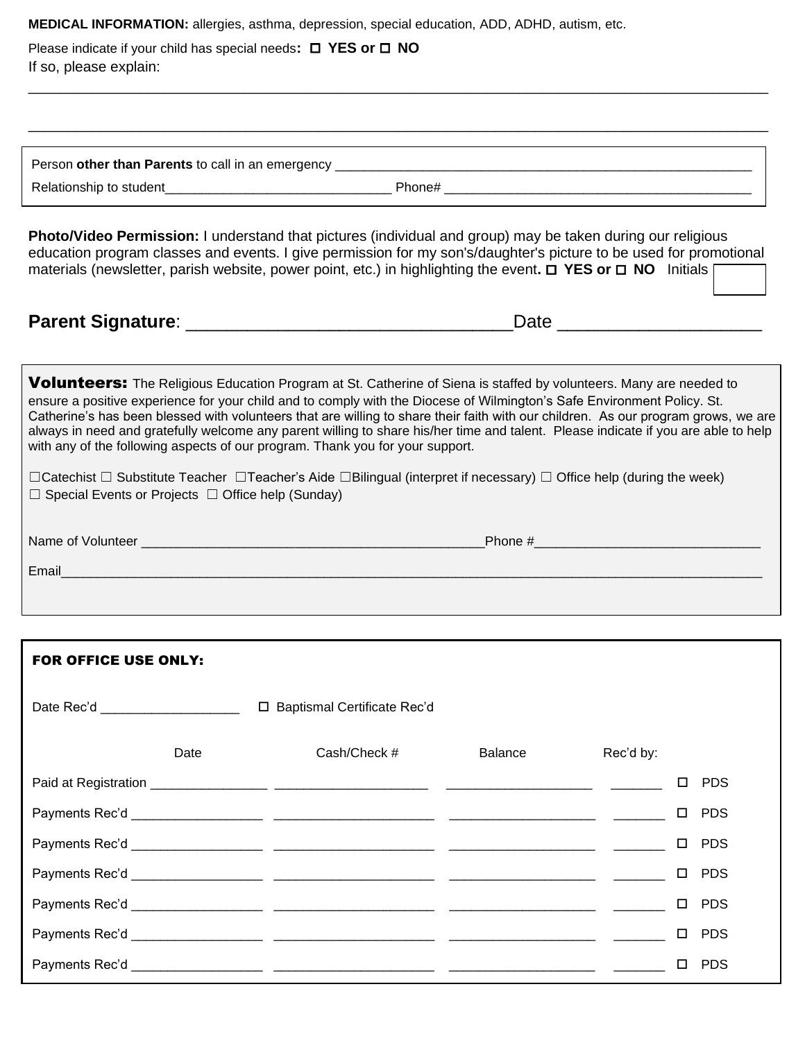**MEDICAL INFORMATION:** allergies, asthma, depression, special education, ADD, ADHD, autism, etc.

Please indicate if your child has special needs**:** ☐ **YES or** ☐ **NO**
If so, please explain:

______________________________________________________________________________

______________________________________________________________________________

Person **other than Parents** to call in an emergency ____________________________________________

Relationship to student_______________________________ Phone# ___________________________________

**Photo/Video Permission:** I understand that pictures (individual and group) may be taken during our religious education program classes and events. I give permission for my son's/daughter's picture to be used for promotional materials (newsletter, parish website, power point, etc.) in highlighting the event**.** ☐ **YES or** ☐ **NO** Initials ☐

**Parent Signature**: _______________________________Date ___________________

**Volunteers:** The Religious Education Program at St. Catherine of Siena is staffed by volunteers. Many are needed to ensure a positive experience for your child and to comply with the Diocese of Wilmington's Safe Environment Policy. St. Catherine's has been blessed with volunteers that are willing to share their faith with our children. As our program grows, we are always in need and gratefully welcome any parent willing to share his/her time and talent. Please indicate if you are able to help with any of the following aspects of our program. Thank you for your support.

☐Catechist ☐ Substitute Teacher ☐Teacher's Aide ☐Bilingual (interpret if necessary) ☐ Office help (during the week)
☐ Special Events or Projects ☐ Office help (Sunday)

Name of Volunteer _______________________________________________Phone #______________________________

Email_____________________________________________________________________________________________

**FOR OFFICE USE ONLY:**

Date Rec'd ___________________ ☐ Baptismal Certificate Rec'd

| | Date | Cash/Check # | Balance | Rec'd by: | |
|---|---|---|---|---|---|
| Paid at Registration | ________________ | _____________________ | ____________________ | _______ | ☐ PDS |
| Payments Rec'd | __________________ | ______________________ | ____________________ | _______ | ☐ PDS |
| Payments Rec'd | __________________ | ______________________ | ____________________ | _______ | ☐ PDS |
| Payments Rec'd | __________________ | ______________________ | ____________________ | _______ | ☐ PDS |
| Payments Rec'd | __________________ | ______________________ | ____________________ | _______ | ☐ PDS |
| Payments Rec'd | __________________ | ______________________ | ____________________ | _______ | ☐ PDS |
| Payments Rec'd | __________________ | ______________________ | ____________________ | _______ | ☐ PDS |